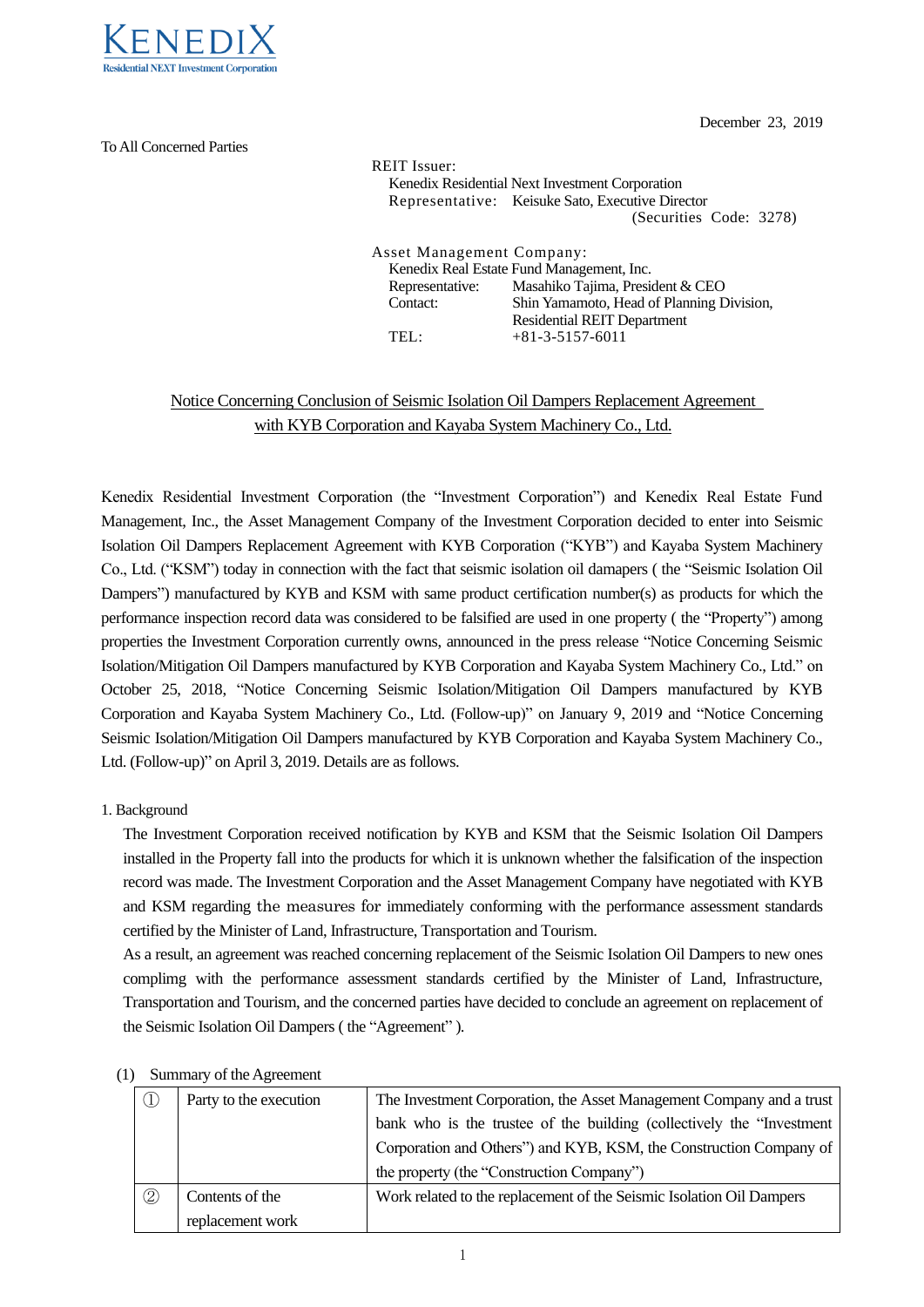KENEDIX
Residential NEXT Investment Corporation

December 23, 2019

To All Concerned Parties

REIT Issuer:
Kenedix Residential Next Investment Corporation
Representative: Keisuke Sato, Executive Director
(Securities Code: 3278)

Asset Management Company:
Kenedix Real Estate Fund Management, Inc.
Representative: Masahiko Tajima, President & CEO
Contact: Shin Yamamoto, Head of Planning Division, Residential REIT Department
TEL: +81-3-5157-6011

# Notice Concerning Conclusion of Seismic Isolation Oil Dampers Replacement Agreement with KYB Corporation and Kayaba System Machinery Co., Ltd.

Kenedix Residential Investment Corporation (the "Investment Corporation") and Kenedix Real Estate Fund Management, Inc., the Asset Management Company of the Investment Corporation decided to enter into Seismic Isolation Oil Dampers Replacement Agreement with KYB Corporation ("KYB") and Kayaba System Machinery Co., Ltd. ("KSM") today in connection with the fact that seismic isolation oil damapers ( the "Seismic Isolation Oil Dampers") manufactured by KYB and KSM with same product certification number(s) as products for which the performance inspection record data was considered to be falsified are used in one property ( the "Property") among properties the Investment Corporation currently owns, announced in the press release "Notice Concerning Seismic Isolation/Mitigation Oil Dampers manufactured by KYB Corporation and Kayaba System Machinery Co., Ltd." on October 25, 2018, "Notice Concerning Seismic Isolation/Mitigation Oil Dampers manufactured by KYB Corporation and Kayaba System Machinery Co., Ltd. (Follow-up)" on January 9, 2019 and "Notice Concerning Seismic Isolation/Mitigation Oil Dampers manufactured by KYB Corporation and Kayaba System Machinery Co., Ltd. (Follow-up)" on April 3, 2019. Details are as follows.

1. Background

The Investment Corporation received notification by KYB and KSM that the Seismic Isolation Oil Dampers installed in the Property fall into the products for which it is unknown whether the falsification of the inspection record was made. The Investment Corporation and the Asset Management Company have negotiated with KYB and KSM regarding the measures for immediately conforming with the performance assessment standards certified by the Minister of Land, Infrastructure, Transportation and Tourism.

As a result, an agreement was reached concerning replacement of the Seismic Isolation Oil Dampers to new ones complimg with the performance assessment standards certified by the Minister of Land, Infrastructure, Transportation and Tourism, and the concerned parties have decided to conclude an agreement on replacement of the Seismic Isolation Oil Dampers ( the "Agreement" ).

(1) Summary of the Agreement

| | | |
|---|---|---|
| ① | Party to the execution | The Investment Corporation, the Asset Management Company and a trust bank who is the trustee of the building (collectively the "Investment Corporation and Others") and KYB, KSM, the Construction Company of the property (the "Construction Company") |
| ② | Contents of the replacement work | Work related to the replacement of the Seismic Isolation Oil Dampers |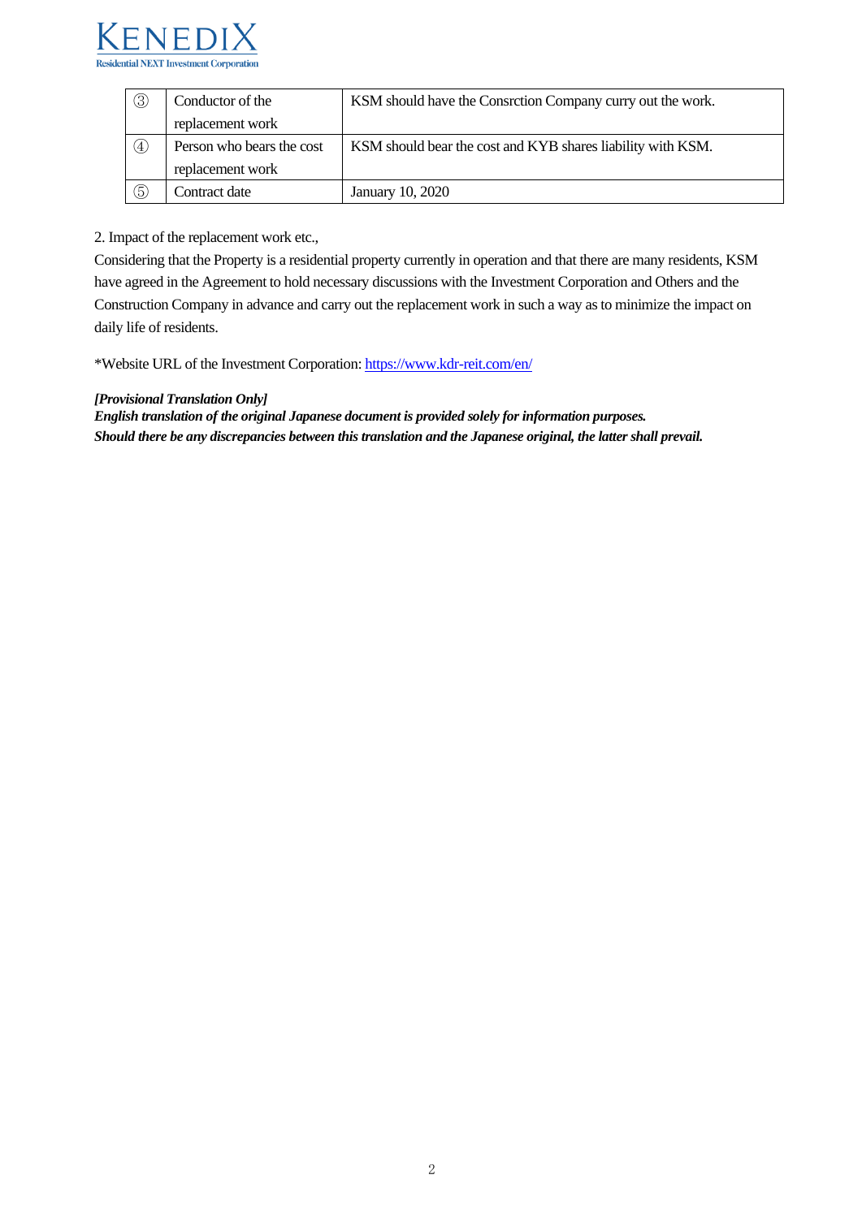| | | |
|---|---|---|
| ③ | Conductor of the replacement work | KSM should have the Consrction Company curry out the work. |
| ④ | Person who bears the cost replacement work | KSM should bear the cost and KYB shares liability with KSM. |
| ⑤ | Contract date | January 10, 2020 |

2. Impact of the replacement work etc.,

Considering that the Property is a residential property currently in operation and that there are many residents, KSM have agreed in the Agreement to hold necessary discussions with the Investment Corporation and Others and the Construction Company in advance and carry out the replacement work in such a way as to minimize the impact on daily life of residents.

*Website URL of the Investment Corporation: https://www.kdr-reit.com/en/

***[Provisional Translation Only]***
***English translation of the original Japanese document is provided solely for information purposes.***
***Should there be any discrepancies between this translation and the Japanese original, the latter shall prevail.***